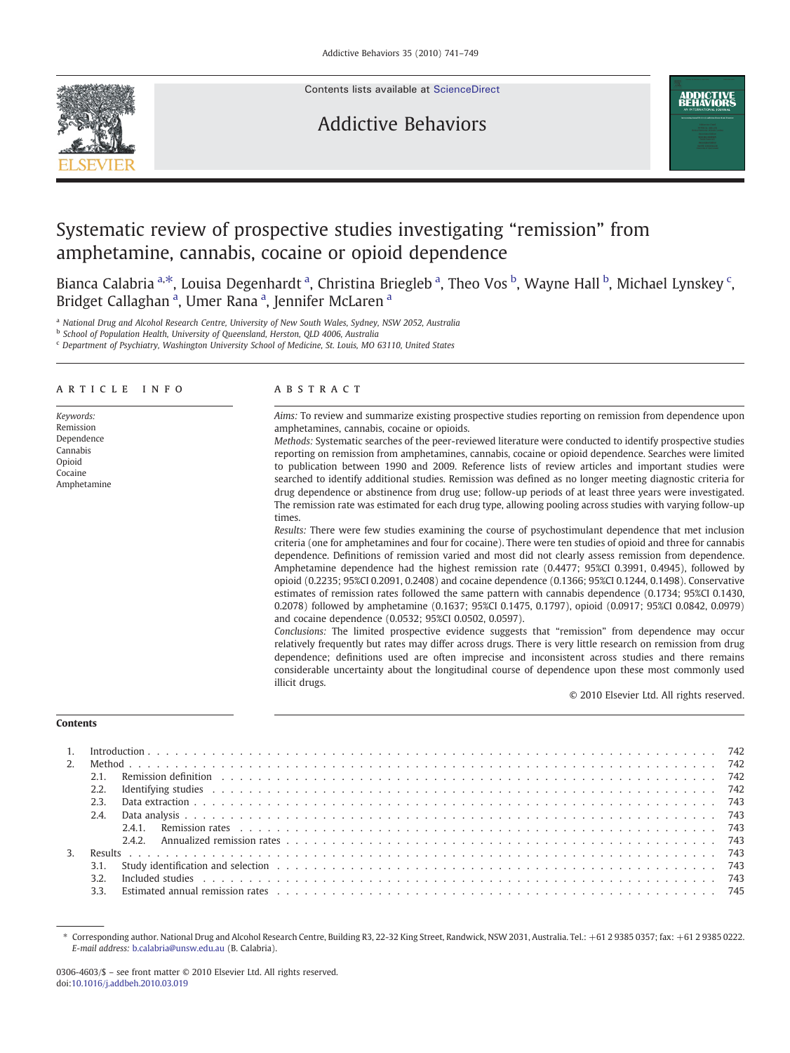# Systematic review of prospective studies investigating "remission" from amphetamine, cannabis, cocaine or opioid dependence

Bianca Calabria [a,*], Louisa Degenhardt [a], Christina Briegleb [a], Theo Vos [b], Wayne Hall [b], Michael Lynskey [c], Bridget Callaghan [a], Umer Rana [a], Jennifer McLaren [a]

[a] National Drug and Alcohol Research Centre, University of New South Wales, Sydney, NSW 2052, Australia
[b] School of Population Health, University of Queensland, Herston, QLD 4006, Australia
[c] Department of Psychiatry, Washington University School of Medicine, St. Louis, MO 63110, United States

## ARTICLE INFO

*Keywords:*
Remission
Dependence
Cannabis
Opioid
Cocaine
Amphetamine

## ABSTRACT

*Aims:* To review and summarize existing prospective studies reporting on remission from dependence upon amphetamines, cannabis, cocaine or opioids.

*Methods:* Systematic searches of the peer-reviewed literature were conducted to identify prospective studies reporting on remission from amphetamines, cannabis, cocaine or opioid dependence. Searches were limited to publication between 1990 and 2009. Reference lists of review articles and important studies were searched to identify additional studies. Remission was defined as no longer meeting diagnostic criteria for drug dependence or abstinence from drug use; follow-up periods of at least three years were investigated. The remission rate was estimated for each drug type, allowing pooling across studies with varying follow-up times.

*Results:* There were few studies examining the course of psychostimulant dependence that met inclusion criteria (one for amphetamines and four for cocaine). There were ten studies of opioid and three for cannabis dependence. Definitions of remission varied and most did not clearly assess remission from dependence. Amphetamine dependence had the highest remission rate (0.4477; 95%CI 0.3991, 0.4945), followed by opioid (0.2235; 95%CI 0.2091, 0.2408) and cocaine dependence (0.1366; 95%CI 0.1244, 0.1498). Conservative estimates of remission rates followed the same pattern with cannabis dependence (0.1734; 95%CI 0.1430, 0.2078) followed by amphetamine (0.1637; 95%CI 0.1475, 0.1797), opioid (0.0917; 95%CI 0.0842, 0.0979) and cocaine dependence (0.0532; 95%CI 0.0502, 0.0597).

*Conclusions:* The limited prospective evidence suggests that "remission" from dependence may occur relatively frequently but rates may differ across drugs. There is very little research on remission from drug dependence; definitions used are often imprecise and inconsistent across studies and there remains considerable uncertainty about the longitudinal course of dependence upon these most commonly used illicit drugs.

© 2010 Elsevier Ltd. All rights reserved.

## Contents

1. Introduction . . . 742
2. Method . . . 742
   - 2.1. Remission definition . . . 742
   - 2.2. Identifying studies . . . 742
   - 2.3. Data extraction . . . 743
   - 2.4. Data analysis . . . 743
     - 2.4.1. Remission rates . . . 743
     - 2.4.2. Annualized remission rates . . . 743
3. Results . . . 743
   - 3.1. Study identification and selection . . . 743
   - 3.2. Included studies . . . 743
   - 3.3. Estimated annual remission rates . . . 745

\* Corresponding author. National Drug and Alcohol Research Centre, Building R3, 22-32 King Street, Randwick, NSW 2031, Australia. Tel.: +61 2 9385 0357; fax: +61 2 9385 0222. *E-mail address:* b.calabria@unsw.edu.au (B. Calabria).

0306-4603/$ – see front matter © 2010 Elsevier Ltd. All rights reserved.
doi:10.1016/j.addbeh.2010.03.019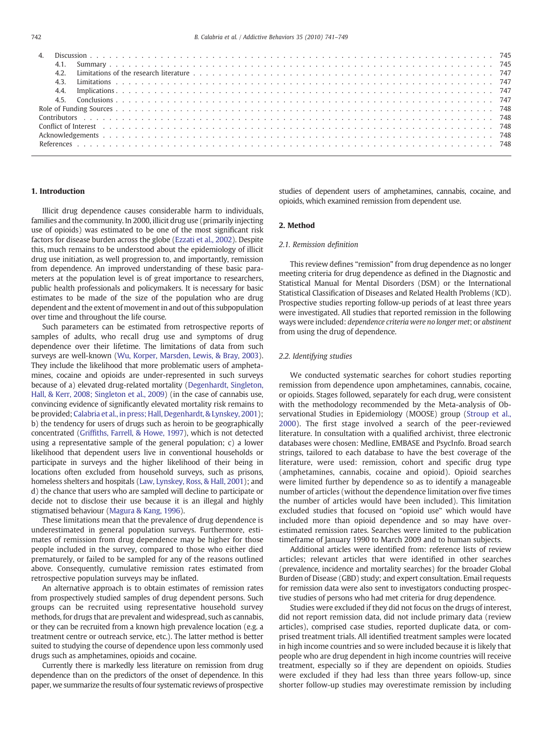4. Discussion . . . . . . . . . . . . . . . . . . . . . . . . . . . . . . . . . . . . . . . . . . . . . . . . . . . . . . . . . . . . . . . . . 745
   4.1. Summary . . . . . . . . . . . . . . . . . . . . . . . . . . . . . . . . . . . . . . . . . . . . . . . . . . . . . . . . . . . . . . . 745
   4.2. Limitations of the research literature . . . . . . . . . . . . . . . . . . . . . . . . . . . . . . . . . . . . . . . . . . . . . 747
   4.3. Limitations . . . . . . . . . . . . . . . . . . . . . . . . . . . . . . . . . . . . . . . . . . . . . . . . . . . . . . . . . . . . . 747
   4.4. Implications . . . . . . . . . . . . . . . . . . . . . . . . . . . . . . . . . . . . . . . . . . . . . . . . . . . . . . . . . . . . 747
   4.5. Conclusions . . . . . . . . . . . . . . . . . . . . . . . . . . . . . . . . . . . . . . . . . . . . . . . . . . . . . . . . . . . . 747

Role of Funding Sources . . . . . . . . . . . . . . . . . . . . . . . . . . . . . . . . . . . . . . . . . . . . . . . . . . . . . . . . . 748
Contributors . . . . . . . . . . . . . . . . . . . . . . . . . . . . . . . . . . . . . . . . . . . . . . . . . . . . . . . . . . . . . . . . 748
Conflict of Interest . . . . . . . . . . . . . . . . . . . . . . . . . . . . . . . . . . . . . . . . . . . . . . . . . . . . . . . . . . . . 748
Acknowledgements . . . . . . . . . . . . . . . . . . . . . . . . . . . . . . . . . . . . . . . . . . . . . . . . . . . . . . . . . . . . 748
References . . . . . . . . . . . . . . . . . . . . . . . . . . . . . . . . . . . . . . . . . . . . . . . . . . . . . . . . . . . . . . . . . 748

## 1. Introduction

Illicit drug dependence causes considerable harm to individuals, families and the community. In 2000, illicit drug use (primarily injecting use of opioids) was estimated to be one of the most significant risk factors for disease burden across the globe (Ezzati et al., 2002). Despite this, much remains to be understood about the epidemiology of illicit drug use initiation, as well progression to, and importantly, remission from dependence. An improved understanding of these basic parameters at the population level is of great importance to researchers, public health professionals and policymakers. It is necessary for basic estimates to be made of the size of the population who are drug dependent and the extent of movement in and out of this subpopulation over time and throughout the life course.

Such parameters can be estimated from retrospective reports of samples of adults, who recall drug use and symptoms of drug dependence over their lifetime. The limitations of data from such surveys are well-known (Wu, Korper, Marsden, Lewis, & Bray, 2003). They include the likelihood that more problematic users of amphetamines, cocaine and opioids are under-represented in such surveys because of a) elevated drug-related mortality (Degenhardt, Singleton, Hall, & Kerr, 2008; Singleton et al., 2009) (in the case of cannabis use, convincing evidence of significantly elevated mortality risk remains to be provided; Calabria et al., in press; Hall, Degenhardt, & Lynskey, 2001); b) the tendency for users of drugs such as heroin to be geographically concentrated (Griffiths, Farrell, & Howe, 1997), which is not detected using a representative sample of the general population; c) a lower likelihood that dependent users live in conventional households or participate in surveys and the higher likelihood of their being in locations often excluded from household surveys, such as prisons, homeless shelters and hospitals (Law, Lynskey, Ross, & Hall, 2001); and d) the chance that users who are sampled will decline to participate or decide not to disclose their use because it is an illegal and highly stigmatised behaviour (Magura & Kang, 1996).

These limitations mean that the prevalence of drug dependence is underestimated in general population surveys. Furthermore, estimates of remission from drug dependence may be higher for those people included in the survey, compared to those who either died prematurely, or failed to be sampled for any of the reasons outlined above. Consequently, cumulative remission rates estimated from retrospective population surveys may be inflated.

An alternative approach is to obtain estimates of remission rates from prospectively studied samples of drug dependent persons. Such groups can be recruited using representative household survey methods, for drugs that are prevalent and widespread, such as cannabis, or they can be recruited from a known high prevalence location (e.g. a treatment centre or outreach service, etc.). The latter method is better suited to studying the course of dependence upon less commonly used drugs such as amphetamines, opioids and cocaine.

Currently there is markedly less literature on remission from drug dependence than on the predictors of the onset of dependence. In this paper, we summarize the results of four systematic reviews of prospective studies of dependent users of amphetamines, cannabis, cocaine, and opioids, which examined remission from dependent use.

## 2. Method

### 2.1. Remission definition

This review defines "remission" from drug dependence as no longer meeting criteria for drug dependence as defined in the Diagnostic and Statistical Manual for Mental Disorders (DSM) or the International Statistical Classification of Diseases and Related Health Problems (ICD). Prospective studies reporting follow-up periods of at least three years were investigated. All studies that reported remission in the following ways were included: *dependence criteria were no longer met*; or *abstinent* from using the drug of dependence.

### 2.2. Identifying studies

We conducted systematic searches for cohort studies reporting remission from dependence upon amphetamines, cannabis, cocaine, or opioids. Stages followed, separately for each drug, were consistent with the methodology recommended by the Meta-analysis of Observational Studies in Epidemiology (MOOSE) group (Stroup et al., 2000). The first stage involved a search of the peer-reviewed literature. In consultation with a qualified archivist, three electronic databases were chosen: Medline, EMBASE and PsycInfo. Broad search strings, tailored to each database to have the best coverage of the literature, were used: remission, cohort and specific drug type (amphetamines, cannabis, cocaine and opioid). Opioid searches were limited further by dependence so as to identify a manageable number of articles (without the dependence limitation over five times the number of articles would have been included). This limitation excluded studies that focused on "opioid use" which would have included more than opioid dependence and so may have overestimated remission rates. Searches were limited to the publication timeframe of January 1990 to March 2009 and to human subjects.

Additional articles were identified from: reference lists of review articles; relevant articles that were identified in other searches (prevalence, incidence and mortality searches) for the broader Global Burden of Disease (GBD) study; and expert consultation. Email requests for remission data were also sent to investigators conducting prospective studies of persons who had met criteria for drug dependence.

Studies were excluded if they did not focus on the drugs of interest, did not report remission data, did not include primary data (review articles), comprised case studies, reported duplicate data, or comprised treatment trials. All identified treatment samples were located in high income countries and so were included because it is likely that people who are drug dependent in high income countries will receive treatment, especially so if they are dependent on opioids. Studies were excluded if they had less than three years follow-up, since shorter follow-up studies may overestimate remission by including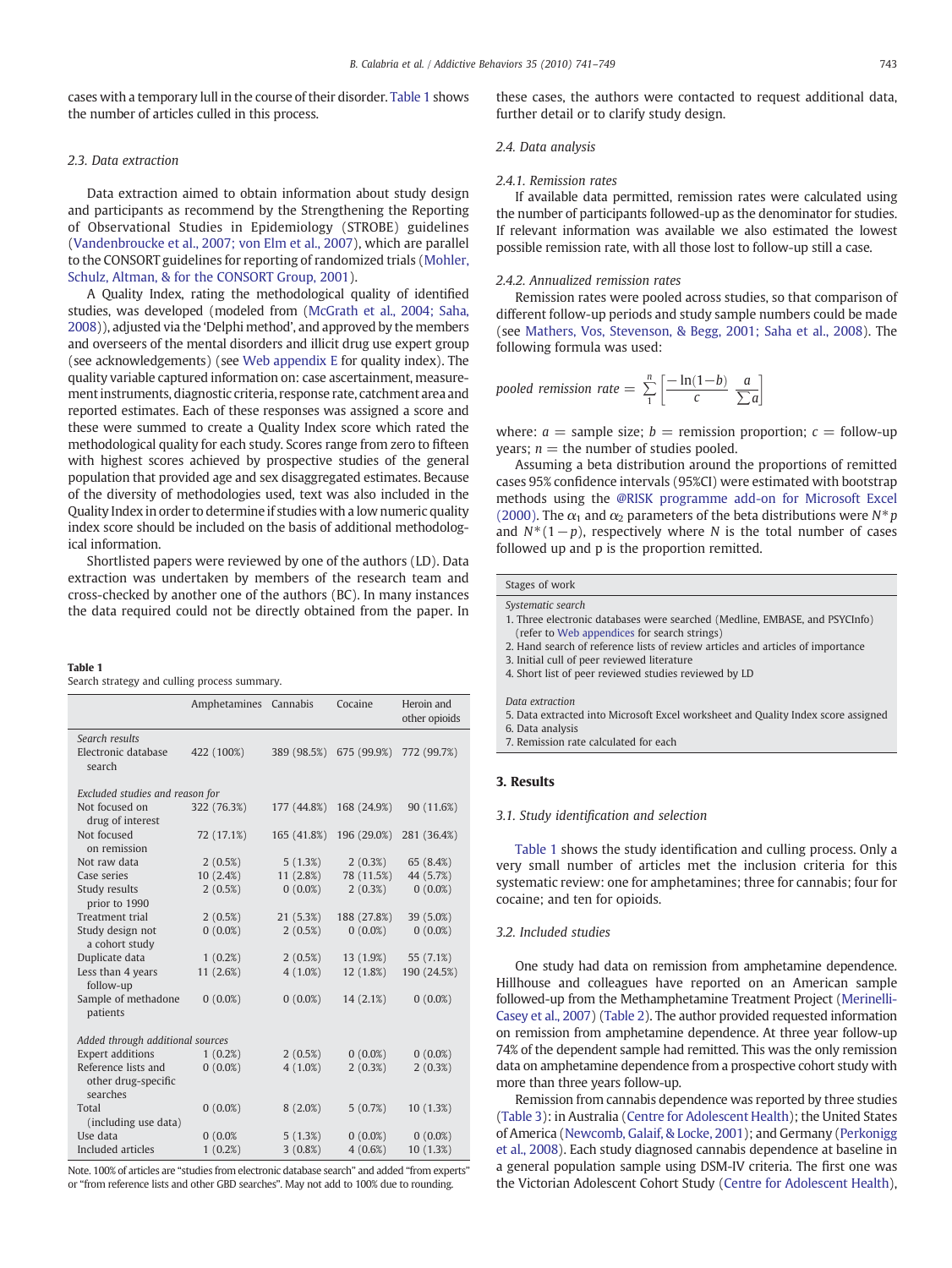cases with a temporary lull in the course of their disorder. Table 1 shows the number of articles culled in this process.

### 2.3. Data extraction

Data extraction aimed to obtain information about study design and participants as recommend by the Strengthening the Reporting of Observational Studies in Epidemiology (STROBE) guidelines (Vandenbroucke et al., 2007; von Elm et al., 2007), which are parallel to the CONSORT guidelines for reporting of randomized trials (Mohler, Schulz, Altman, & for the CONSORT Group, 2001).

A Quality Index, rating the methodological quality of identified studies, was developed (modeled from (McGrath et al., 2004; Saha, 2008)), adjusted via the 'Delphi method', and approved by the members and overseers of the mental disorders and illicit drug use expert group (see acknowledgements) (see Web appendix E for quality index). The quality variable captured information on: case ascertainment, measurement instruments, diagnostic criteria, response rate, catchment area and reported estimates. Each of these responses was assigned a score and these were summed to create a Quality Index score which rated the methodological quality for each study. Scores range from zero to fifteen with highest scores achieved by prospective studies of the general population that provided age and sex disaggregated estimates. Because of the diversity of methodologies used, text was also included in the Quality Index in order to determine if studies with a low numeric quality index score should be included on the basis of additional methodological information.

Shortlisted papers were reviewed by one of the authors (LD). Data extraction was undertaken by members of the research team and cross-checked by another one of the authors (BC). In many instances the data required could not be directly obtained from the paper. In these cases, the authors were contacted to request additional data, further detail or to clarify study design.

**Table 1**
Search strategy and culling process summary.

| | Amphetamines | Cannabis | Cocaine | Heroin and other opioids |
|---|---|---|---|---|
| *Search results* | | | | |
| Electronic database search | 422 (100%) | 389 (98.5%) | 675 (99.9%) | 772 (99.7%) |
| *Excluded studies and reason for* | | | | |
| Not focused on drug of interest | 322 (76.3%) | 177 (44.8%) | 168 (24.9%) | 90 (11.6%) |
| Not focused on remission | 72 (17.1%) | 165 (41.8%) | 196 (29.0%) | 281 (36.4%) |
| Not raw data | 2 (0.5%) | 5 (1.3%) | 2 (0.3%) | 65 (8.4%) |
| Case series | 10 (2.4%) | 11 (2.8%) | 78 (11.5%) | 44 (5.7%) |
| Study results prior to 1990 | 2 (0.5%) | 0 (0.0%) | 2 (0.3%) | 0 (0.0%) |
| Treatment trial | 2 (0.5%) | 21 (5.3%) | 188 (27.8%) | 39 (5.0%) |
| Study design not a cohort study | 0 (0.0%) | 2 (0.5%) | 0 (0.0%) | 0 (0.0%) |
| Duplicate data | 1 (0.2%) | 2 (0.5%) | 13 (1.9%) | 55 (7.1%) |
| Less than 4 years follow-up | 11 (2.6%) | 4 (1.0%) | 12 (1.8%) | 190 (24.5%) |
| Sample of methadone patients | 0 (0.0%) | 0 (0.0%) | 14 (2.1%) | 0 (0.0%) |
| *Added through additional sources* | | | | |
| Expert additions | 1 (0.2%) | 2 (0.5%) | 0 (0.0%) | 0 (0.0%) |
| Reference lists and other drug-specific searches | 0 (0.0%) | 4 (1.0%) | 2 (0.3%) | 2 (0.3%) |
| Total (including use data) | 0 (0.0%) | 8 (2.0%) | 5 (0.7%) | 10 (1.3%) |
| Use data | 0 (0.0% | 5 (1.3%) | 0 (0.0%) | 0 (0.0%) |
| Included articles | 1 (0.2%) | 3 (0.8%) | 4 (0.6%) | 10 (1.3%) |

Note. 100% of articles are "studies from electronic database search" and added "from experts" or "from reference lists and other GBD searches". May not add to 100% due to rounding.

### 2.4. Data analysis

#### 2.4.1. Remission rates

If available data permitted, remission rates were calculated using the number of participants followed-up as the denominator for studies. If relevant information was available we also estimated the lowest possible remission rate, with all those lost to follow-up still a case.

#### 2.4.2. Annualized remission rates

Remission rates were pooled across studies, so that comparison of different follow-up periods and study sample numbers could be made (see Mathers, Vos, Stevenson, & Begg, 2001; Saha et al., 2008). The following formula was used:

$$\textit{pooled remission rate} = \sum_{1}^{n}\left[\frac{-\ln(1-b)}{c}\;\frac{a}{\sum a}\right]$$

where: $a$ = sample size; $b$ = remission proportion; $c$ = follow-up years; $n$ = the number of studies pooled.

Assuming a beta distribution around the proportions of remitted cases 95% confidence intervals (95%CI) were estimated with bootstrap methods using the @RISK programme add-on for Microsoft Excel (2000). The $\alpha_1$ and $\alpha_2$ parameters of the beta distributions were $N^*p$ and $N^*(1-p)$, respectively where $N$ is the total number of cases followed up and p is the proportion remitted.

| Stages of work |
|---|
| *Systematic search* |
| 1. Three electronic databases were searched (Medline, EMBASE, and PSYCInfo) (refer to Web appendices for search strings) |
| 2. Hand search of reference lists of review articles and articles of importance |
| 3. Initial cull of peer reviewed literature |
| 4. Short list of peer reviewed studies reviewed by LD |
| *Data extraction* |
| 5. Data extracted into Microsoft Excel worksheet and Quality Index score assigned |
| 6. Data analysis |
| 7. Remission rate calculated for each |

## 3. Results

### 3.1. Study identification and selection

Table 1 shows the study identification and culling process. Only a very small number of articles met the inclusion criteria for this systematic review: one for amphetamines; three for cannabis; four for cocaine; and ten for opioids.

### 3.2. Included studies

One study had data on remission from amphetamine dependence. Hillhouse and colleagues have reported on an American sample followed-up from the Methamphetamine Treatment Project (Merinelli-Casey et al., 2007) (Table 2). The author provided requested information on remission from amphetamine dependence. At three year follow-up 74% of the dependent sample had remitted. This was the only remission data on amphetamine dependence from a prospective cohort study with more than three years follow-up.

Remission from cannabis dependence was reported by three studies (Table 3): in Australia (Centre for Adolescent Health); the United States of America (Newcomb, Galaif, & Locke, 2001); and Germany (Perkonigg et al., 2008). Each study diagnosed cannabis dependence at baseline in a general population sample using DSM-IV criteria. The first one was the Victorian Adolescent Cohort Study (Centre for Adolescent Health),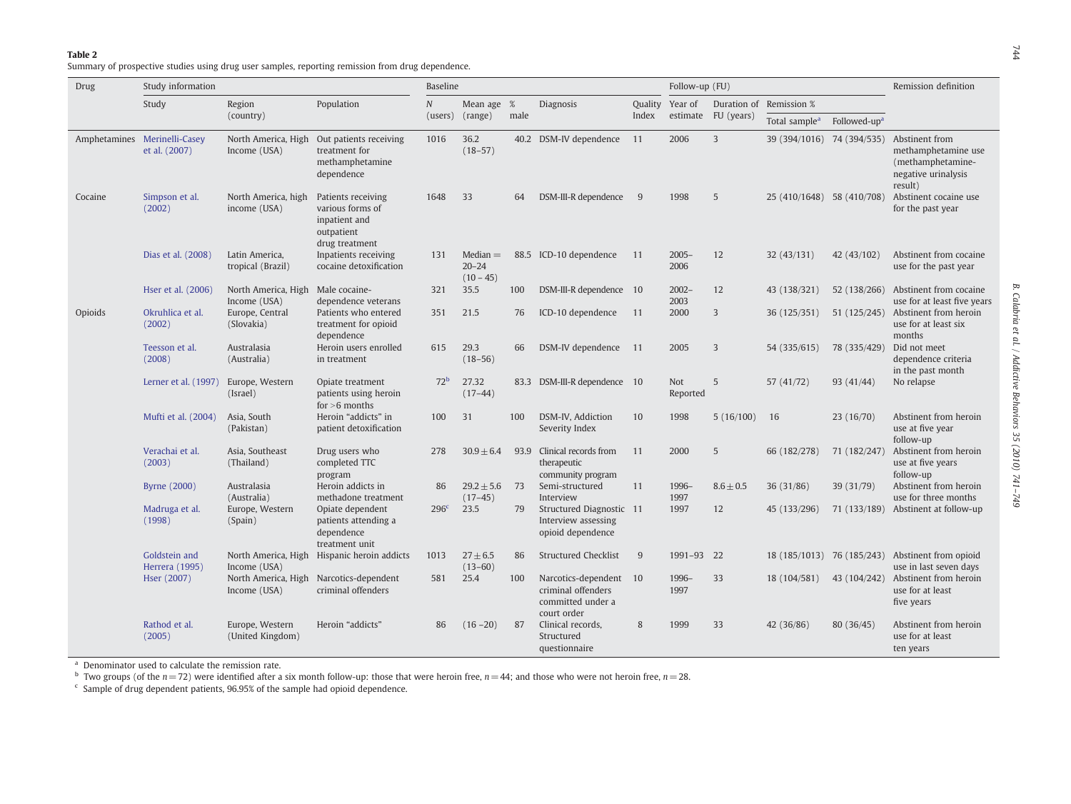**Table 2**
Summary of prospective studies using drug user samples, reporting remission from drug dependence.

| Drug | Study information | | | Baseline | | | | | Follow-up (FU) | | | | Remission definition |
|---|---|---|---|---|---|---|---|---|---|---|---|---|---|
| | Study | Region (country) | Population | *N* (users) | Mean age (range) | % male | Diagnosis | Quality Index | Year of estimate | Duration of FU (years) | Remission % | | |
| | | | | | | | | | | | Total sample[a] | Followed-up[a] | |
| Amphetamines | Merinelli-Casey et al. (2007) | North America, High Income (USA) | Out patients receiving treatment for methamphetamine dependence | 1016 | 36.2 (18–57) | 40.2 | DSM-IV dependence | 11 | 2006 | 3 | 39 (394/1016) | 74 (394/535) | Abstinent from methamphetamine use (methamphetamine-negative urinalysis result) |
| Cocaine | Simpson et al. (2002) | North America, high income (USA) | Patients receiving various forms of inpatient and outpatient drug treatment | 1648 | 33 | 64 | DSM-III-R dependence | 9 | 1998 | 5 | 25 (410/1648) | 58 (410/708) | Abstinent cocaine use for the past year |
| | Dias et al. (2008) | Latin America, tropical (Brazil) | Inpatients receiving cocaine detoxification | 131 | Median = 20–24 (10 – 45) | 88.5 | ICD-10 dependence | 11 | 2005–2006 | 12 | 32 (43/131) | 42 (43/102) | Abstinent from cocaine use for the past year |
| | Hser et al. (2006) | North America, High Income (USA) | Male cocaine-dependence veterans | 321 | 35.5 | 100 | DSM-III-R dependence | 10 | 2002–2003 | 12 | 43 (138/321) | 52 (138/266) | Abstinent from cocaine use for at least five years |
| Opioids | Okruhlica et al. (2002) | Europe, Central (Slovakia) | Patients who entered treatment for opioid dependence | 351 | 21.5 | 76 | ICD-10 dependence | 11 | 2000 | 3 | 36 (125/351) | 51 (125/245) | Abstinent from heroin use for at least six months |
| | Teesson et al. (2008) | Australasia (Australia) | Heroin users enrolled in treatment | 615 | 29.3 (18–56) | 66 | DSM-IV dependence | 11 | 2005 | 3 | 54 (335/615) | 78 (335/429) | Did not meet dependence criteria in the past month |
| | Lerner et al. (1997) | Europe, Western (Israel) | Opiate treatment patients using heroin for >6 months | 72[b] | 27.32 (17–44) | 83.3 | DSM-III-R dependence | 10 | Not Reported | 5 | 57 (41/72) | 93 (41/44) | No relapse |
| | Mufti et al. (2004) | Asia, South (Pakistan) | Heroin "addicts" in patient detoxification | 100 | 31 | 100 | DSM-IV, Addiction Severity Index | 10 | 1998 | 5 (16/100) | 16 | 23 (16/70) | Abstinent from heroin use at five year follow-up |
| | Verachai et al. (2003) | Asia, Southeast (Thailand) | Drug users who completed TTC program | 278 | 30.9 ± 6.4 | 93.9 | Clinical records from therapeutic community program | 11 | 2000 | 5 | 66 (182/278) | 71 (182/247) | Abstinent from heroin use at five years follow-up |
| | Byrne (2000) | Australasia (Australia) | Heroin addicts in methadone treatment | 86 | 29.2 ± 5.6 (17–45) | 73 | Semi-structured Interview | 11 | 1996–1997 | 8.6 ± 0.5 | 36 (31/86) | 39 (31/79) | Abstinent from heroin use for three months |
| | Madruga et al. (1998) | Europe, Western (Spain) | Opiate dependent patients attending a dependence treatment unit | 296[c] | 23.5 | 79 | Structured Diagnostic Interview assessing opioid dependence | 11 | 1997 | 12 | 45 (133/296) | 71 (133/189) | Abstinent at follow-up |
| | Goldstein and Herrera (1995) | North America, High Income (USA) | Hispanic heroin addicts | 1013 | 27 ± 6.5 (13–60) | 86 | Structured Checklist | 9 | 1991–93 | 22 | 18 (185/1013) | 76 (185/243) | Abstinent from opioid use in last seven days |
| | Hser (2007) | North America, High Income (USA) | Narcotics-dependent criminal offenders | 581 | 25.4 | 100 | Narcotics-dependent criminal offenders committed under a court order | 10 | 1996–1997 | 33 | 18 (104/581) | 43 (104/242) | Abstinent from heroin use for at least five years |
| | Rathod et al. (2005) | Europe, Western (United Kingdom) | Heroin "addicts" | 86 | (16 –20) | 87 | Clinical records, Structured questionnaire | 8 | 1999 | 33 | 42 (36/86) | 80 (36/45) | Abstinent from heroin use for at least ten years |

[a] Denominator used to calculate the remission rate.
[b] Two groups (of the $n = 72$) were identified after a six month follow-up: those that were heroin free, $n = 44$; and those who were not heroin free, $n = 28$.
[c] Sample of drug dependent patients, 96.95% of the sample had opioid dependence.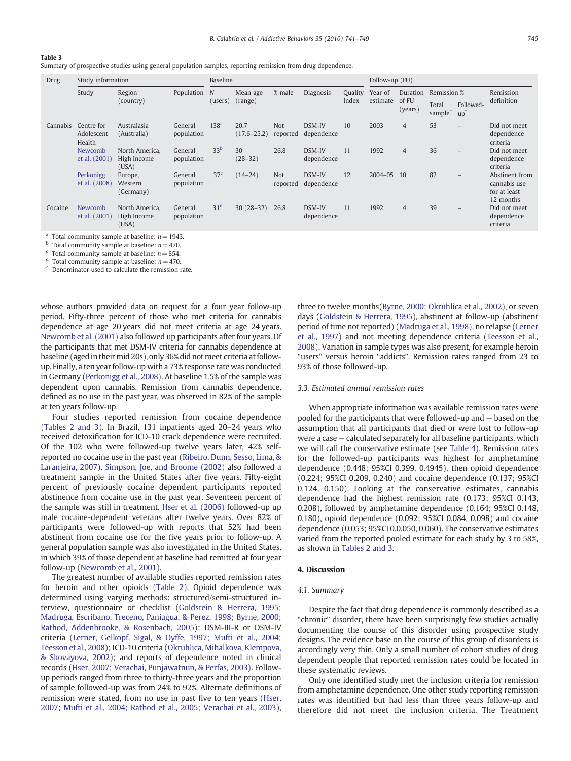**Table 3**
Summary of prospective studies using general population samples, reporting remission from drug dependence.

| Drug | Study information | | | Baseline | | | | | Follow-up (FU) | | | | |
|---|---|---|---|---|---|---|---|---|---|---|---|---|---|
| | Study | Region (country) | Population | N (users) | Mean age (range) | % male | Diagnosis | Quality Index | Year of estimate | Duration of FU (years) | Remission % | | Remission definition |
| | | | | | | | | | | | Total sample^ | Followed-up^ | |
| Cannabis | Centre for Adolescent Health | Australasia (Australia) | General population | 138[a] | 20.7 (17.6–25.2) | Not reported | DSM-IV dependence | 10 | 2003 | 4 | 53 | – | Did not meet dependence criteria |
| | Newcomb et al. (2001) | North America, High Income (USA) | General population | 33[b] | 30 (28–32) | 26.8 | DSM-IV dependence | 11 | 1992 | 4 | 36 | – | Did not meet dependence criteria |
| | Perkonigg et al. (2008) | Europe, Western (Germany) | General population | 37[c] | (14–24) | Not reported | DSM-IV dependence | 12 | 2004–05 | 10 | 82 | – | Abstinent from cannabis use for at least 12 months |
| Cocaine | Newcomb et al. (2001) | North America, High Income (USA) | General population | 31[d] | 30 (28–32) | 26.8 | DSM-IV dependence | 11 | 1992 | 4 | 39 | – | Did not meet dependence criteria |

[a] Total community sample at baseline: $n = 1943$.
[b] Total community sample at baseline: $n = 470$.
[c] Total community sample at baseline: $n = 854$.
[d] Total community sample at baseline: $n = 470$.
^ Denominator used to calculate the remission rate.

whose authors provided data on request for a four year follow-up period. Fifty-three percent of those who met criteria for cannabis dependence at age 20 years did not meet criteria at age 24 years. Newcomb et al. (2001) also followed up participants after four years. Of the participants that met DSM-IV criteria for cannabis dependence at baseline (aged in their mid 20s), only 36% did not meet criteria at follow-up. Finally, a ten year follow-up with a 73% response rate was conducted in Germany (Perkonigg et al., 2008). At baseline 1.5% of the sample was dependent upon cannabis. Remission from cannabis dependence, defined as no use in the past year, was observed in 82% of the sample at ten years follow-up.

Four studies reported remission from cocaine dependence (Tables 2 and 3). In Brazil, 131 inpatients aged 20–24 years who received detoxification for ICD-10 crack dependence were recruited. Of the 102 who were followed-up twelve years later, 42% self-reported no cocaine use in the past year (Ribeiro, Dunn, Sesso, Lima, & Laranjeira, 2007). Simpson, Joe, and Broome (2002) also followed a treatment sample in the United States after five years. Fifty-eight percent of previously cocaine dependent participants reported abstinence from cocaine use in the past year. Seventeen percent of the sample was still in treatment. Hser et al. (2006) followed-up male cocaine-dependent veterans after twelve years. Over 82% of participants were followed-up with reports that 52% had been abstinent from cocaine use for the five years prior to follow-up. A general population sample was also investigated in the United States, in which 39% of those dependent at baseline had remitted at four year follow-up (Newcomb et al., 2001).

The greatest number of available studies reported remission rates for heroin and other opioids (Table 2). Opioid dependence was determined using varying methods: structured/semi-structured interview, questionnaire or checklist (Goldstein & Herrera, 1995; Madruga, Escribano, Treceno, Paniagua, & Perez, 1998; Byrne, 2000; Rathod, Addenbrooke, & Rosenbach, 2005); DSM-III-R or DSM-IV criteria (Lerner, Gelkopf, Sigal, & Oyffe, 1997; Mufti et al., 2004; Teesson et al., 2008); ICD-10 criteria (Okruhlica, Mihalkova, Klempova, & Skovayova, 2002); and reports of dependence noted in clinical records (Hser, 2007; Verachai, Punjawatnun, & Perfas, 2003). Follow-up periods ranged from three to thirty-three years and the proportion of sample followed-up was from 24% to 92%. Alternate definitions of remission were stated, from no use in past five to ten years (Hser, 2007; Mufti et al., 2004; Rathod et al., 2005; Verachai et al., 2003), three to twelve months(Byrne, 2000; Okruhlica et al., 2002), or seven days (Goldstein & Herrera, 1995), abstinent at follow-up (abstinent period of time not reported) (Madruga et al., 1998), no relapse (Lerner et al., 1997) and not meeting dependence criteria (Teesson et al., 2008). Variation in sample types was also present, for example heroin "users" versus heroin "addicts". Remission rates ranged from 23 to 93% of those followed-up.

### 3.3. Estimated annual remission rates

When appropriate information was available remission rates were pooled for the participants that were followed-up and — based on the assumption that all participants that died or were lost to follow-up were a case — calculated separately for all baseline participants, which we will call the conservative estimate (see Table 4). Remission rates for the followed-up participants was highest for amphetamine dependence (0.448; 95%CI 0.399, 0.4945), then opioid dependence (0.224; 95%CI 0.209, 0.240) and cocaine dependence (0.137; 95%CI 0.124, 0.150). Looking at the conservative estimates, cannabis dependence had the highest remission rate (0.173; 95%CI 0.143, 0.208), followed by amphetamine dependence (0.164; 95%CI 0.148, 0.180), opioid dependence (0.092; 95%CI 0.084, 0.098) and cocaine dependence (0.053; 95%CI 0.0.050, 0.060). The conservative estimates varied from the reported pooled estimate for each study by 3 to 58%, as shown in Tables 2 and 3.

## 4. Discussion

### 4.1. Summary

Despite the fact that drug dependence is commonly described as a "chronic" disorder, there have been surprisingly few studies actually documenting the course of this disorder using prospective study designs. The evidence base on the course of this group of disorders is accordingly very thin. Only a small number of cohort studies of drug dependent people that reported remission rates could be located in these systematic reviews.

Only one identified study met the inclusion criteria for remission from amphetamine dependence. One other study reporting remission rates was identified but had less than three years follow-up and therefore did not meet the inclusion criteria. The Treatment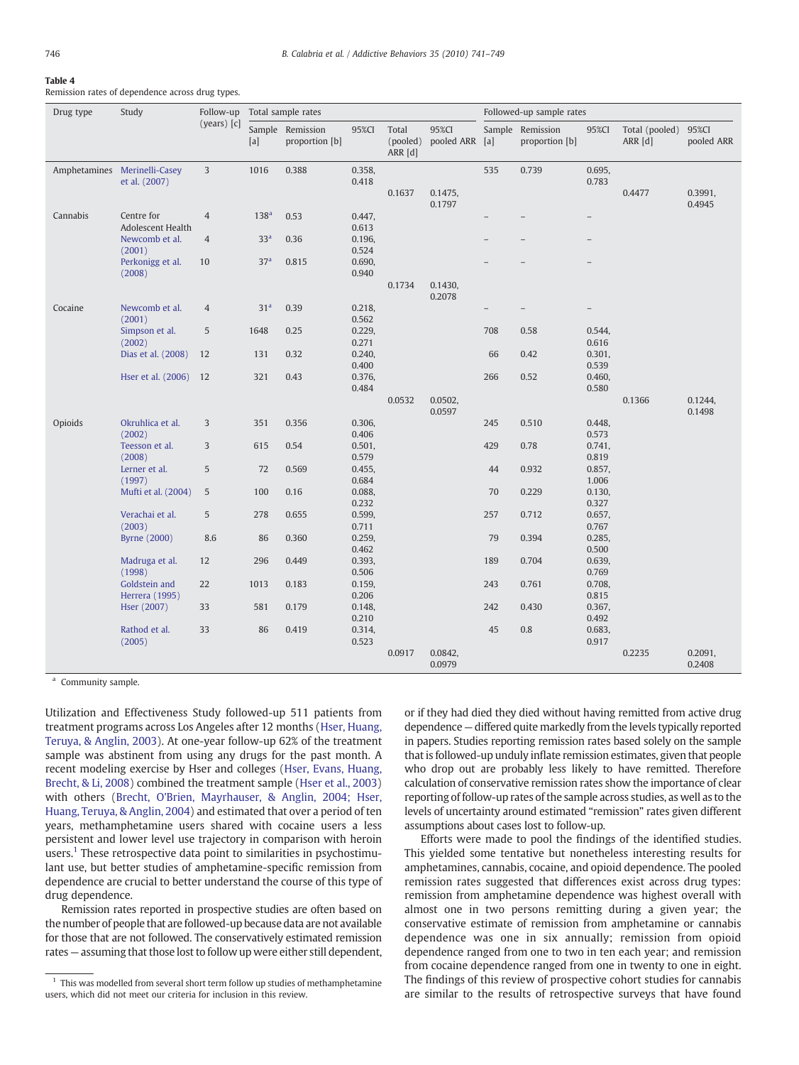**Table 4**
Remission rates of dependence across drug types.

| Drug type | Study | Follow-up (years) [c] | Total sample rates | | | | | Followed-up sample rates | | | | |
|---|---|---|---|---|---|---|---|---|---|---|---|---|
| | | | Sample [a] | Remission proportion [b] | 95%CI | Total (pooled) ARR [d] | 95%CI pooled ARR | Sample [a] | Remission proportion [b] | 95%CI | Total (pooled) ARR [d] | 95%CI pooled ARR |
| Amphetamines | Merinelli-Casey et al. (2007) | 3 | 1016 | 0.388 | 0.358, 0.418 | | | 535 | 0.739 | 0.695, 0.783 | | |
| | | | | | | 0.1637 | 0.1475, 0.1797 | | | | 0.4477 | 0.3991, 0.4945 |
| Cannabis | Centre for Adolescent Health | 4 | 138[a] | 0.53 | 0.447, 0.613 | | | – | – | – | | |
| | Newcomb et al. (2001) | 4 | 33[a] | 0.36 | 0.196, 0.524 | | | – | – | – | | |
| | Perkonigg et al. (2008) | 10 | 37[a] | 0.815 | 0.690, 0.940 | | | – | – | – | | |
| | | | | | | 0.1734 | 0.1430, 0.2078 | | | | | |
| Cocaine | Newcomb et al. (2001) | 4 | 31[a] | 0.39 | 0.218, 0.562 | | | – | – | – | | |
| | Simpson et al. (2002) | 5 | 1648 | 0.25 | 0.229, 0.271 | | | 708 | 0.58 | 0.544, 0.616 | | |
| | Dias et al. (2008) | 12 | 131 | 0.32 | 0.240, 0.400 | | | 66 | 0.42 | 0.301, 0.539 | | |
| | Hser et al. (2006) | 12 | 321 | 0.43 | 0.376, 0.484 | | | 266 | 0.52 | 0.460, 0.580 | | |
| | | | | | | 0.0532 | 0.0502, 0.0597 | | | | 0.1366 | 0.1244, 0.1498 |
| Opioids | Okruhlica et al. (2002) | 3 | 351 | 0.356 | 0.306, 0.406 | | | 245 | 0.510 | 0.448, 0.573 | | |
| | Teesson et al. (2008) | 3 | 615 | 0.54 | 0.501, 0.579 | | | 429 | 0.78 | 0.741, 0.819 | | |
| | Lerner et al. (1997) | 5 | 72 | 0.569 | 0.455, 0.684 | | | 44 | 0.932 | 0.857, 1.006 | | |
| | Mufti et al. (2004) | 5 | 100 | 0.16 | 0.088, 0.232 | | | 70 | 0.229 | 0.130, 0.327 | | |
| | Verachai et al. (2003) | 5 | 278 | 0.655 | 0.599, 0.711 | | | 257 | 0.712 | 0.657, 0.767 | | |
| | Byrne (2000) | 8.6 | 86 | 0.360 | 0.259, 0.462 | | | 79 | 0.394 | 0.285, 0.500 | | |
| | Madruga et al. (1998) | 12 | 296 | 0.449 | 0.393, 0.506 | | | 189 | 0.704 | 0.639, 0.769 | | |
| | Goldstein and Herrera (1995) | 22 | 1013 | 0.183 | 0.159, 0.206 | | | 243 | 0.761 | 0.708, 0.815 | | |
| | Hser (2007) | 33 | 581 | 0.179 | 0.148, 0.210 | | | 242 | 0.430 | 0.367, 0.492 | | |
| | Rathod et al. (2005) | 33 | 86 | 0.419 | 0.314, 0.523 | | | 45 | 0.8 | 0.683, 0.917 | | |
| | | | | | | 0.0917 | 0.0842, 0.0979 | | | | 0.2235 | 0.2091, 0.2408 |

[a] Community sample.

Utilization and Effectiveness Study followed-up 511 patients from treatment programs across Los Angeles after 12 months (Hser, Huang, Teruya, & Anglin, 2003). At one-year follow-up 62% of the treatment sample was abstinent from using any drugs for the past month. A recent modeling exercise by Hser and colleges (Hser, Evans, Huang, Brecht, & Li, 2008) combined the treatment sample (Hser et al., 2003) with others (Brecht, O'Brien, Mayrhauser, & Anglin, 2004; Hser, Huang, Teruya, & Anglin, 2004) and estimated that over a period of ten years, methamphetamine users shared with cocaine users a less persistent and lower level use trajectory in comparison with heroin users.[1] These retrospective data point to similarities in psychostimulant use, but better studies of amphetamine-specific remission from dependence are crucial to better understand the course of this type of drug dependence.

Remission rates reported in prospective studies are often based on the number of people that are followed-up because data are not available for those that are not followed. The conservatively estimated remission rates — assuming that those lost to follow up were either still dependent, or if they had died they died without having remitted from active drug dependence — differed quite markedly from the levels typically reported in papers. Studies reporting remission rates based solely on the sample that is followed-up unduly inflate remission estimates, given that people who drop out are probably less likely to have remitted. Therefore calculation of conservative remission rates show the importance of clear reporting of follow-up rates of the sample across studies, as well as to the levels of uncertainty around estimated "remission" rates given different assumptions about cases lost to follow-up.

Efforts were made to pool the findings of the identified studies. This yielded some tentative but nonetheless interesting results for amphetamines, cannabis, cocaine, and opioid dependence. The pooled remission rates suggested that differences exist across drug types: remission from amphetamine dependence was highest overall with almost one in two persons remitting during a given year; the conservative estimate of remission from amphetamine or cannabis dependence was one in six annually; remission from opioid dependence ranged from one to two in ten each year; and remission from cocaine dependence ranged from one in twenty to one in eight. The findings of this review of prospective cohort studies for cannabis are similar to the results of retrospective surveys that have found

[1] This was modelled from several short term follow up studies of methamphetamine users, which did not meet our criteria for inclusion in this review.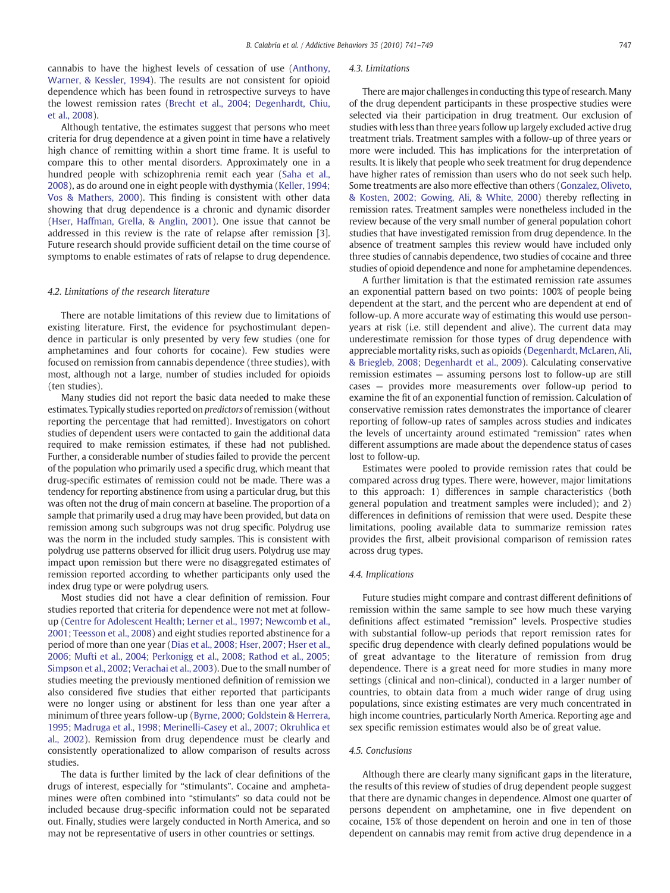cannabis to have the highest levels of cessation of use (Anthony, Warner, & Kessler, 1994). The results are not consistent for opioid dependence which has been found in retrospective surveys to have the lowest remission rates (Brecht et al., 2004; Degenhardt, Chiu, et al., 2008).

Although tentative, the estimates suggest that persons who meet criteria for drug dependence at a given point in time have a relatively high chance of remitting within a short time frame. It is useful to compare this to other mental disorders. Approximately one in a hundred people with schizophrenia remit each year (Saha et al., 2008), as do around one in eight people with dysthymia (Keller, 1994; Vos & Mathers, 2000). This finding is consistent with other data showing that drug dependence is a chronic and dynamic disorder (Hser, Haffman, Grella, & Anglin, 2001). One issue that cannot be addressed in this review is the rate of relapse after remission [3]. Future research should provide sufficient detail on the time course of symptoms to enable estimates of rats of relapse to drug dependence.

### 4.2. Limitations of the research literature

There are notable limitations of this review due to limitations of existing literature. First, the evidence for psychostimulant dependence in particular is only presented by very few studies (one for amphetamines and four cohorts for cocaine). Few studies were focused on remission from cannabis dependence (three studies), with most, although not a large, number of studies included for opioids (ten studies).

Many studies did not report the basic data needed to make these estimates. Typically studies reported on *predictors* of remission (without reporting the percentage that had remitted). Investigators on cohort studies of dependent users were contacted to gain the additional data required to make remission estimates, if these had not published. Further, a considerable number of studies failed to provide the percent of the population who primarily used a specific drug, which meant that drug-specific estimates of remission could not be made. There was a tendency for reporting abstinence from using a particular drug, but this was often not the drug of main concern at baseline. The proportion of a sample that primarily used a drug may have been provided, but data on remission among such subgroups was not drug specific. Polydrug use was the norm in the included study samples. This is consistent with polydrug use patterns observed for illicit drug users. Polydrug use may impact upon remission but there were no disaggregated estimates of remission reported according to whether participants only used the index drug type or were polydrug users.

Most studies did not have a clear definition of remission. Four studies reported that criteria for dependence were not met at follow-up (Centre for Adolescent Health; Lerner et al., 1997; Newcomb et al., 2001; Teesson et al., 2008) and eight studies reported abstinence for a period of more than one year (Dias et al., 2008; Hser, 2007; Hser et al., 2006; Mufti et al., 2004; Perkonigg et al., 2008; Rathod et al., 2005; Simpson et al., 2002; Verachai et al., 2003). Due to the small number of studies meeting the previously mentioned definition of remission we also considered five studies that either reported that participants were no longer using or abstinent for less than one year after a minimum of three years follow-up (Byrne, 2000; Goldstein & Herrera, 1995; Madruga et al., 1998; Merinelli-Casey et al., 2007; Okruhlica et al., 2002). Remission from drug dependence must be clearly and consistently operationalized to allow comparison of results across studies.

The data is further limited by the lack of clear definitions of the drugs of interest, especially for "stimulants". Cocaine and amphetamines were often combined into "stimulants" so data could not be included because drug-specific information could not be separated out. Finally, studies were largely conducted in North America, and so may not be representative of users in other countries or settings.

### 4.3. Limitations

There are major challenges in conducting this type of research. Many of the drug dependent participants in these prospective studies were selected via their participation in drug treatment. Our exclusion of studies with less than three years follow up largely excluded active drug treatment trials. Treatment samples with a follow-up of three years or more were included. This has implications for the interpretation of results. It is likely that people who seek treatment for drug dependence have higher rates of remission than users who do not seek such help. Some treatments are also more effective than others (Gonzalez, Oliveto, & Kosten, 2002; Gowing, Ali, & White, 2000) thereby reflecting in remission rates. Treatment samples were nonetheless included in the review because of the very small number of general population cohort studies that have investigated remission from drug dependence. In the absence of treatment samples this review would have included only three studies of cannabis dependence, two studies of cocaine and three studies of opioid dependence and none for amphetamine dependences.

A further limitation is that the estimated remission rate assumes an exponential pattern based on two points: 100% of people being dependent at the start, and the percent who are dependent at end of follow-up. A more accurate way of estimating this would use person-years at risk (i.e. still dependent and alive). The current data may underestimate remission for those types of drug dependence with appreciable mortality risks, such as opioids (Degenhardt, McLaren, Ali, & Briegleb, 2008; Degenhardt et al., 2009). Calculating conservative remission estimates — assuming persons lost to follow-up are still cases — provides more measurements over follow-up period to examine the fit of an exponential function of remission. Calculation of conservative remission rates demonstrates the importance of clearer reporting of follow-up rates of samples across studies and indicates the levels of uncertainty around estimated "remission" rates when different assumptions are made about the dependence status of cases lost to follow-up.

Estimates were pooled to provide remission rates that could be compared across drug types. There were, however, major limitations to this approach: 1) differences in sample characteristics (both general population and treatment samples were included); and 2) differences in definitions of remission that were used. Despite these limitations, pooling available data to summarize remission rates provides the first, albeit provisional comparison of remission rates across drug types.

### 4.4. Implications

Future studies might compare and contrast different definitions of remission within the same sample to see how much these varying definitions affect estimated "remission" levels. Prospective studies with substantial follow-up periods that report remission rates for specific drug dependence with clearly defined populations would be of great advantage to the literature of remission from drug dependence. There is a great need for more studies in many more settings (clinical and non-clinical), conducted in a larger number of countries, to obtain data from a much wider range of drug using populations, since existing estimates are very much concentrated in high income countries, particularly North America. Reporting age and sex specific remission estimates would also be of great value.

### 4.5. Conclusions

Although there are clearly many significant gaps in the literature, the results of this review of studies of drug dependent people suggest that there are dynamic changes in dependence. Almost one quarter of persons dependent on amphetamine, one in five dependent on cocaine, 15% of those dependent on heroin and one in ten of those dependent on cannabis may remit from active drug dependence in a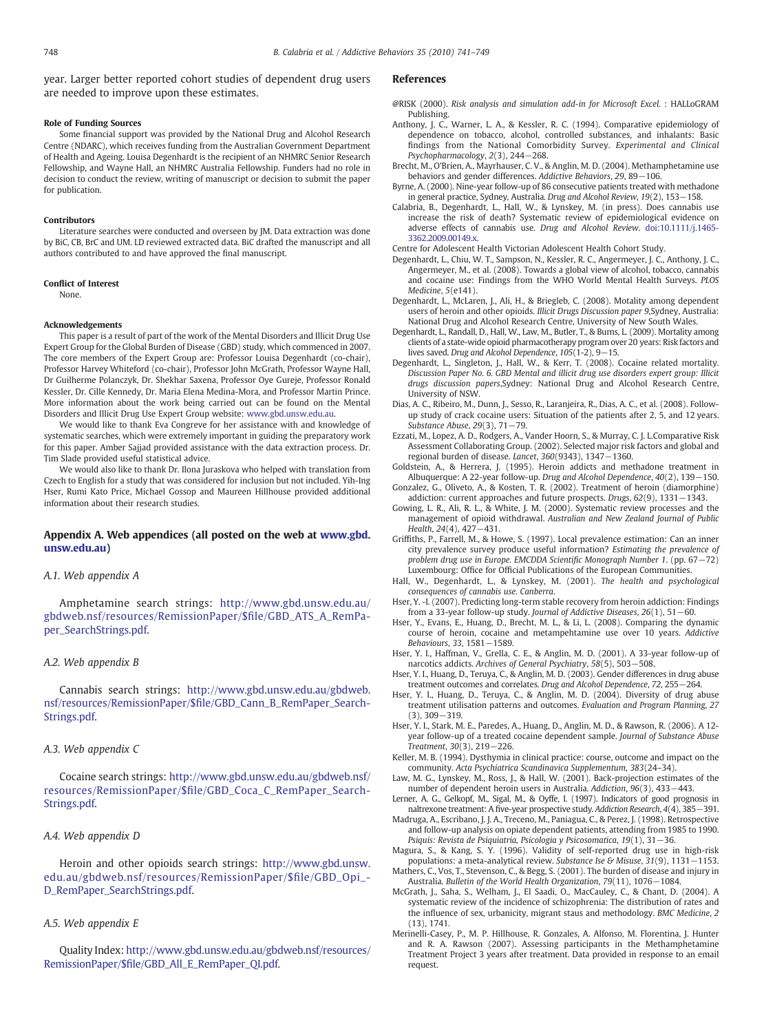year. Larger better reported cohort studies of dependent drug users are needed to improve upon these estimates.

#### Role of Funding Sources

Some financial support was provided by the National Drug and Alcohol Research Centre (NDARC), which receives funding from the Australian Government Department of Health and Ageing. Louisa Degenhardt is the recipient of an NHMRC Senior Research Fellowship, and Wayne Hall, an NHMRC Australia Fellowship. Funders had no role in decision to conduct the review, writing of manuscript or decision to submit the paper for publication.

#### Contributors

Literature searches were conducted and overseen by JM. Data extraction was done by BiC, CB, BrC and UM. LD reviewed extracted data. BiC drafted the manuscript and all authors contributed to and have approved the final manuscript.

#### Conflict of Interest

None.

#### Acknowledgements

This paper is a result of part of the work of the Mental Disorders and Illicit Drug Use Expert Group for the Global Burden of Disease (GBD) study, which commenced in 2007. The core members of the Expert Group are: Professor Louisa Degenhardt (co-chair), Professor Harvey Whiteford (co-chair), Professor John McGrath, Professor Wayne Hall, Dr Guilherme Polanczyk, Dr. Shekhar Saxena, Professor Oye Gureje, Professor Ronald Kessler, Dr. Cille Kennedy, Dr. Maria Elena Medina-Mora, and Professor Martin Prince. More information about the work being carried out can be found on the Mental Disorders and Illicit Drug Use Expert Group website: www.gbd.unsw.edu.au.

We would like to thank Eva Congreve for her assistance with and knowledge of systematic searches, which were extremely important in guiding the preparatory work for this paper. Amber Sajjad provided assistance with the data extraction process. Dr. Tim Slade provided useful statistical advice.

We would also like to thank Dr. Ilona Juraskova who helped with translation from Czech to English for a study that was considered for inclusion but not included. Yih-Ing Hser, Rumi Kato Price, Michael Gossop and Maureen Hillhouse provided additional information about their research studies.

## Appendix A. Web appendices (all posted on the web at www.gbd.unsw.edu.au)

### A.1. Web appendix A

Amphetamine search strings: http://www.gbd.unsw.edu.au/gbdweb.nsf/resources/RemissionPaper/$file/GBD_ATS_A_RemPaper_SearchStrings.pdf.

### A.2. Web appendix B

Cannabis search strings: http://www.gbd.unsw.edu.au/gbdweb.nsf/resources/RemissionPaper/$file/GBD_Cann_B_RemPaper_SearchStrings.pdf.

### A.3. Web appendix C

Cocaine search strings: http://www.gbd.unsw.edu.au/gbdweb.nsf/resources/RemissionPaper/$file/GBD_Coca_C_RemPaper_SearchStrings.pdf.

### A.4. Web appendix D

Heroin and other opioids search strings: http://www.gbd.unsw.edu.au/gbdweb.nsf/resources/RemissionPaper/$file/GBD_Opi_-D_RemPaper_SearchStrings.pdf.

### A.5. Web appendix E

Quality Index: http://www.gbd.unsw.edu.au/gbdweb.nsf/resources/RemissionPaper/$file/GBD_All_E_RemPaper_QI.pdf.

## References

@RISK (2000). *Risk analysis and simulation add-in for Microsoft Excel.* : HALLoGRAM Publishing.

Anthony, J. C., Warner, L. A., & Kessler, R. C. (1994). Comparative epidemiology of dependence on tobacco, alcohol, controlled substances, and inhalants: Basic findings from the National Comorbidity Survey. *Experimental and Clinical Psychopharmacology*, *2*(3), 244−268.

Brecht, M., O'Brien, A., Mayrhauser, C. V., & Anglin, M. D. (2004). Methamphetamine use behaviors and gender differences. *Addictive Behaviors*, *29*, 89−106.

Byrne, A. (2000). Nine-year follow-up of 86 consecutive patients treated with methadone in general practice, Sydney, Australia. *Drug and Alcohol Review*, *19*(2), 153−158.

Calabria, B., Degenhardt, L., Hall, W., & Lynskey, M. (in press). Does cannabis use increase the risk of death? Systematic review of epidemiological evidence on adverse effects of cannabis use. *Drug and Alcohol Review*. doi:10.1111/j.1465-3362.2009.00149.x.

Centre for Adolescent Health Victorian Adolescent Health Cohort Study.

Degenhardt, L., Chiu, W. T., Sampson, N., Kessler, R. C., Angermeyer, J. C., Anthony, J. C., Angermeyer, M., et al. (2008). Towards a global view of alcohol, tobacco, cannabis and cocaine use: Findings from the WHO World Mental Health Surveys. *PLOS Medicine*, *5*(e141).

Degenhardt, L., McLaren, J., Ali, H., & Briegleb, C. (2008). Motality among dependent users of heroin and other opioids. *Illicit Drugs Discussion paper 9*,Sydney, Australia: National Drug and Alcohol Research Centre, University of New South Wales.

Degenhardt, L., Randall, D., Hall, W., Law, M., Butler, T., & Burns, L. (2009). Mortality among clients of a state-wide opioid pharmacotherapy program over 20 years: Risk factors and lives saved. *Drug and Alcohol Dependence*, *105*(1-2), 9−15.

Degenhardt, L., Singleton, J., Hall, W., & Kerr, T. (2008). Cocaine related mortality. *Discussion Paper No. 6. GBD Mental and illicit drug use disorders expert group: Illicit drugs discussion papers*,Sydney: National Drug and Alcohol Research Centre, University of NSW.

Dias, A. C., Ribeiro, M., Dunn, J., Sesso, R., Laranjeira, R., Dias, A. C., et al. (2008). Follow-up study of crack cocaine users: Situation of the patients after 2, 5, and 12 years. *Substance Abuse*, *29*(3), 71−79.

Ezzati, M., Lopez, A. D., Rodgers, A., Vander Hoorn, S., & Murray, C. J. L.Comparative Risk Assessment Collaborating Group. (2002). Selected major risk factors and global and regional burden of disease. *Lancet*, *360*(9343), 1347−1360.

Goldstein, A., & Herrera, J. (1995). Heroin addicts and methadone treatment in Albuquerque: A 22-year follow-up. *Drug and Alcohol Dependence*, *40*(2), 139−150.

Gonzalez, G., Oliveto, A., & Kosten, T. R. (2002). Treatment of heroin (diamorphine) addiction: current approaches and future prospects. *Drugs*, *62*(9), 1331−1343.

Gowing, L. R., Ali, R. L., & White, J. M. (2000). Systematic review processes and the management of opioid withdrawal. *Australian and New Zealand Journal of Public Health*, *24*(4), 427−431.

Griffiths, P., Farrell, M., & Howe, S. (1997). Local prevalence estimation: Can an inner city prevalence survey produce useful information? *Estimating the prevalence of problem drug use in Europe. EMCDDA Scientific Monograph Number 1*. (pp. 67−72) Luxembourg: Office for Official Publications of the European Communities.

Hall, W., Degenhardt, L., & Lynskey, M. (2001). *The health and psychological consequences of cannabis use. Canberra*.

Hser, Y. -I. (2007). Predicting long-term stable recovery from heroin addiction: Findings from a 33-year follow-up study. *Journal of Addictive Diseases*, *26*(1), 51−60.

Hser, Y., Evans, E., Huang, D., Brecht, M. L., & Li, L. (2008). Comparing the dynamic course of heroin, cocaine and metampehtamine use over 10 years. *Addictive Behaviours*, *33*, 1581−1589.

Hser, Y. I., Haffman, V., Grella, C. E., & Anglin, M. D. (2001). A 33-year follow-up of narcotics addicts. *Archives of General Psychiatry*, *58*(5), 503−508.

Hser, Y. I., Huang, D., Teruya, C., & Anglin, M. D. (2003). Gender differences in drug abuse treatment outcomes and correlates. *Drug and Alcohol Dependence*, *72*, 255−264.

Hser, Y. I., Huang, D., Teruya, C., & Anglin, M. D. (2004). Diversity of drug abuse treatment utilisation patterns and outcomes. *Evaluation and Program Planning*, *27*(3), 309−319.

Hser, Y. I., Stark, M. E., Paredes, A., Huang, D., Anglin, M. D., & Rawson, R. (2006). A 12-year follow-up of a treated cocaine dependent sample. *Journal of Substance Abuse Treatment*, *30*(3), 219−226.

Keller, M. B. (1994). Dysthymia in clinical practice: course, outcome and impact on the community. *Acta Psychiatrica Scandinavica Supplementum*, *383*(24–34).

Law, M. G., Lynskey, M., Ross, J., & Hall, W. (2001). Back-projection estimates of the number of dependent heroin users in Australia. *Addiction*, *96*(3), 433−443.

Lerner, A. G., Gelkopf, M., Sigal, M., & Oyffe, I. (1997). Indicators of good prognosis in naltrexone treatment: A five-year prospective study. *Addiction Research*, *4*(4), 385−391.

Madruga, A., Escribano, J. J. A., Treceno, M., Paniagua, C., & Perez, J. (1998). Retrospective and follow-up analysis on opiate dependent patients, attending from 1985 to 1990. *Psiquis: Revista de Psiquiatria, Psicologia y Psicosomatica*, *19*(1), 31−36.

Magura, S., & Kang, S. Y. (1996). Validity of self-reported drug use in high-risk populations: a meta-analytical review. *Substance Ise & Misuse*, *31*(9), 1131−1153.

Mathers, C., Vos, T., Stevenson, C., & Begg, S. (2001). The burden of disease and injury in Australia. *Bulletin of the World Health Organization*, *79*(11), 1076−1084.

McGrath, J., Saha, S., Welham, J., El Saadi, O., MacCauley, C., & Chant, D. (2004). A systematic review of the incidence of schizophrenia: The distribution of rates and the influence of sex, urbanicity, migrant staus and methodology. *BMC Medicine*, *2*(13), 1741.

Merinelli-Casey, P., M. P. Hillhouse, R. Gonzales, A. Alfonso, M. Florentina, J. Hunter and R. A. Rawson (2007). Assessing participants in the Methamphetamine Treatment Project 3 years after treatment. Data provided in response to an email request.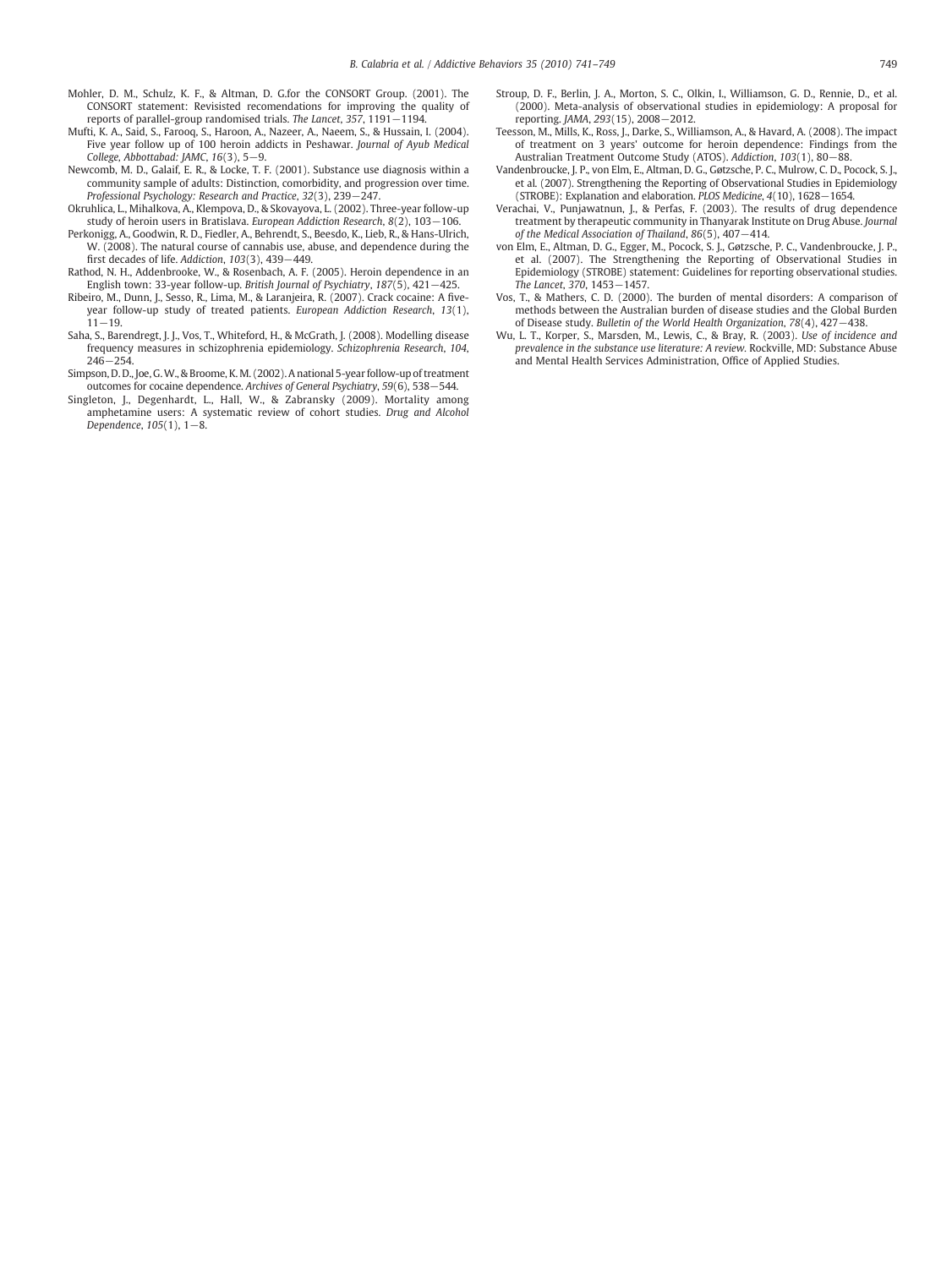Mohler, D. M., Schulz, K. F., & Altman, D. G.for the CONSORT Group. (2001). The CONSORT statement: Revisisted recomendations for improving the quality of reports of parallel-group randomised trials. *The Lancet*, *357*, 1191−1194.

Mufti, K. A., Said, S., Farooq, S., Haroon, A., Nazeer, A., Naeem, S., & Hussain, I. (2004). Five year follow up of 100 heroin addicts in Peshawar. *Journal of Ayub Medical College, Abbottabad: JAMC*, *16*(3), 5−9.

Newcomb, M. D., Galaif, E. R., & Locke, T. F. (2001). Substance use diagnosis within a community sample of adults: Distinction, comorbidity, and progression over time. *Professional Psychology: Research and Practice*, *32*(3), 239−247.

Okruhlica, L., Mihalkova, A., Klempova, D., & Skovayova, L. (2002). Three-year follow-up study of heroin users in Bratislava. *European Addiction Research*, *8*(2), 103−106.

Perkonigg, A., Goodwin, R. D., Fiedler, A., Behrendt, S., Beesdo, K., Lieb, R., & Hans-Ulrich, W. (2008). The natural course of cannabis use, abuse, and dependence during the first decades of life. *Addiction*, *103*(3), 439−449.

Rathod, N. H., Addenbrooke, W., & Rosenbach, A. F. (2005). Heroin dependence in an English town: 33-year follow-up. *British Journal of Psychiatry*, *187*(5), 421−425.

Ribeiro, M., Dunn, J., Sesso, R., Lima, M., & Laranjeira, R. (2007). Crack cocaine: A five-year follow-up study of treated patients. *European Addiction Research*, *13*(1), 11−19.

Saha, S., Barendregt, J. J., Vos, T., Whiteford, H., & McGrath, J. (2008). Modelling disease frequency measures in schizophrenia epidemiology. *Schizophrenia Research*, *104*, 246−254.

Simpson, D. D., Joe, G. W., & Broome, K. M. (2002). A national 5-year follow-up of treatment outcomes for cocaine dependence. *Archives of General Psychiatry*, *59*(6), 538−544.

Singleton, J., Degenhardt, L., Hall, W., & Zabransky (2009). Mortality among amphetamine users: A systematic review of cohort studies. *Drug and Alcohol Dependence*, *105*(1), 1−8.

Stroup, D. F., Berlin, J. A., Morton, S. C., Olkin, I., Williamson, G. D., Rennie, D., et al. (2000). Meta-analysis of observational studies in epidemiology: A proposal for reporting. *JAMA*, *293*(15), 2008−2012.

Teesson, M., Mills, K., Ross, J., Darke, S., Williamson, A., & Havard, A. (2008). The impact of treatment on 3 years' outcome for heroin dependence: Findings from the Australian Treatment Outcome Study (ATOS). *Addiction*, *103*(1), 80−88.

Vandenbroucke, J. P., von Elm, E., Altman, D. G., Gøtzsche, P. C., Mulrow, C. D., Pocock, S. J., et al. (2007). Strengthening the Reporting of Observational Studies in Epidemiology (STROBE): Explanation and elaboration. *PLOS Medicine*, *4*(10), 1628−1654.

Verachai, V., Punjawatnun, J., & Perfas, F. (2003). The results of drug dependence treatment by therapeutic community in Thanyarak Institute on Drug Abuse. *Journal of the Medical Association of Thailand*, *86*(5), 407−414.

von Elm, E., Altman, D. G., Egger, M., Pocock, S. J., Gøtzsche, P. C., Vandenbroucke, J. P., et al. (2007). The Strengthening the Reporting of Observational Studies in Epidemiology (STROBE) statement: Guidelines for reporting observational studies. *The Lancet*, *370*, 1453−1457.

Vos, T., & Mathers, C. D. (2000). The burden of mental disorders: A comparison of methods between the Australian burden of disease studies and the Global Burden of Disease study. *Bulletin of the World Health Organization*, *78*(4), 427−438.

Wu, L. T., Korper, S., Marsden, M., Lewis, C., & Bray, R. (2003). *Use of incidence and prevalence in the substance use literature: A review*. Rockville, MD: Substance Abuse and Mental Health Services Administration, Office of Applied Studies.